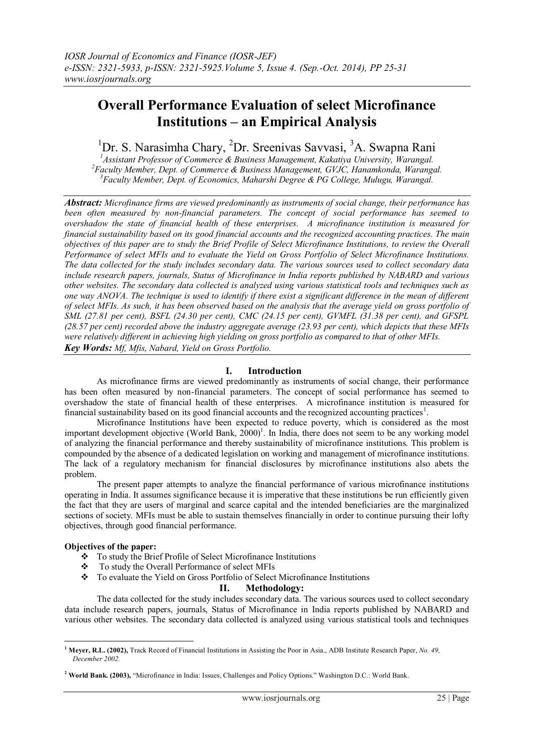# Overall Performance Evaluation of select Microfinance Institutions – an Empirical Analysis

[1]Dr. S. Narasimha Chary, [2]Dr. Sreenivas Savvasi, [3]A. Swapna Rani

*[1]Assistant Professor of Commerce & Business Management, Kakatiya University, Warangal.*
*[2]Faculty Member, Dept. of Commerce & Business Management, GVJC, Hanamkonda, Warangal.*
*[3]Faculty Member, Dept. of Economics, Maharshi Degree & PG College, Mulugu, Warangal.*

***Abstract:*** *Microfinance firms are viewed predominantly as instruments of social change, their performance has been often measured by non-financial parameters. The concept of social performance has seemed to overshadow the state of financial health of these enterprises. A microfinance institution is measured for financial sustainability based on its good financial accounts and the recognized accounting practices. The main objectives of this paper are to study the Brief Profile of Select Microfinance Institutions, to review the Overall Performance of select MFIs and to evaluate the Yield on Gross Portfolio of Select Microfinance Institutions. The data collected for the study includes secondary data. The various sources used to collect secondary data include research papers, journals, Status of Microfinance in India reports published by NABARD and various other websites. The secondary data collected is analyzed using various statistical tools and techniques such as one way ANOVA. The technique is used to identify if there exist a significant difference in the mean of different of select MFIs. As such, it has been observed based on the analysis that the average yield on gross portfolio of SML (27.81 per cent), BSFL (24.30 per cent), CMC (24.15 per cent), GVMFL (31.38 per cent), and GFSPL (28.57 per cent) recorded above the industry aggregate average (23.93 per cent), which depicts that these MFIs were relatively different in achieving high yielding on gross portfolio as compared to that of other MFIs.*

***Key Words:*** *Mf, Mfis, Nabard, Yield on Gross Portfolio.*

## I. Introduction

As microfinance firms are viewed predominantly as instruments of social change, their performance has been often measured by non-financial parameters. The concept of social performance has seemed to overshadow the state of financial health of these enterprises. A microfinance institution is measured for financial sustainability based on its good financial accounts and the recognized accounting practices[1].

Microfinance Institutions have been expected to reduce poverty, which is considered as the most important development objective (World Bank, 2000)[1]. In India, there does not seem to be any working model of analyzing the financial performance and thereby sustainability of microfinance institutions. This problem is compounded by the absence of a dedicated legislation on working and management of microfinance institutions. The lack of a regulatory mechanism for financial disclosures by microfinance institutions also abets the problem.

The present paper attempts to analyze the financial performance of various microfinance institutions operating in India. It assumes significance because it is imperative that these institutions be run efficiently given the fact that they are users of marginal and scarce capital and the intended beneficiaries are the marginalized sections of society. MFIs must be able to sustain themselves financially in order to continue pursuing their lofty objectives, through good financial performance.

**Objectives of the paper:**

- To study the Brief Profile of Select Microfinance Institutions
- To study the Overall Performance of select MFIs
- To evaluate the Yield on Gross Portfolio of Select Microfinance Institutions

## II. Methodology:

The data collected for the study includes secondary data. The various sources used to collect secondary data include research papers, journals, Status of Microfinance in India reports published by NABARD and various other websites. The secondary data collected is analyzed using various statistical tools and techniques

---

[1] **Meyer, R.L. (2002),** Track Record of Financial Institutions in Assisting the Poor in Asia., ADB Institute Research Paper, *No. 49, December 2002.*

[2] **World Bank. (2003),** "Microfinance in India: Issues, Challenges and Policy Options." Washington D.C.: World Bank.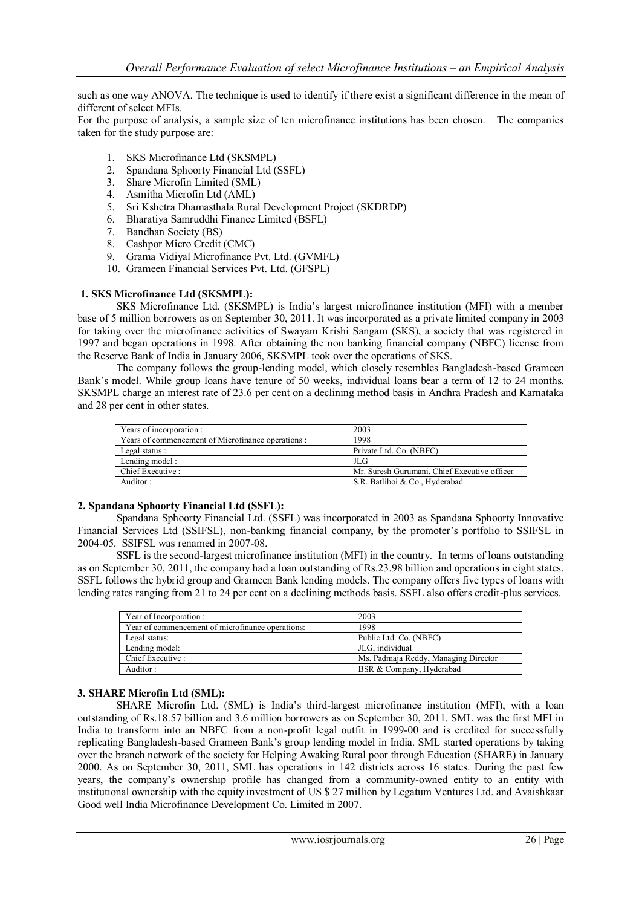such as one way ANOVA. The technique is used to identify if there exist a significant difference in the mean of different of select MFIs.

For the purpose of analysis, a sample size of ten microfinance institutions has been chosen. The companies taken for the study purpose are:

1. SKS Microfinance Ltd (SKSMPL)
2. Spandana Sphoorty Financial Ltd (SSFL)
3. Share Microfin Limited (SML)
4. Asmitha Microfin Ltd (AML)
5. Sri Kshetra Dhamasthala Rural Development Project (SKDRDP)
6. Bharatiya Samruddhi Finance Limited (BSFL)
7. Bandhan Society (BS)
8. Cashpor Micro Credit (CMC)
9. Grama Vidiyal Microfinance Pvt. Ltd. (GVMFL)
10. Grameen Financial Services Pvt. Ltd. (GFSPL)

### 1. SKS Microfinance Ltd (SKSMPL):

SKS Microfinance Ltd. (SKSMPL) is India's largest microfinance institution (MFI) with a member base of 5 million borrowers as on September 30, 2011. It was incorporated as a private limited company in 2003 for taking over the microfinance activities of Swayam Krishi Sangam (SKS), a society that was registered in 1997 and began operations in 1998. After obtaining the non banking financial company (NBFC) license from the Reserve Bank of India in January 2006, SKSMPL took over the operations of SKS.

The company follows the group-lending model, which closely resembles Bangladesh-based Grameen Bank's model. While group loans have tenure of 50 weeks, individual loans bear a term of 12 to 24 months. SKSMPL charge an interest rate of 23.6 per cent on a declining method basis in Andhra Pradesh and Karnataka and 28 per cent in other states.

| | |
|---|---|
| Years of incorporation : | 2003 |
| Years of commencement of Microfinance operations : | 1998 |
| Legal status : | Private Ltd. Co. (NBFC) |
| Lending model : | JLG |
| Chief Executive : | Mr. Suresh Gurumani, Chief Executive officer |
| Auditor : | S.R. Batliboi & Co., Hyderabad |

### 2. Spandana Sphoorty Financial Ltd (SSFL):

Spandana Sphoorty Financial Ltd. (SSFL) was incorporated in 2003 as Spandana Sphoorty Innovative Financial Services Ltd (SSIFSL), non-banking financial company, by the promoter's portfolio to SSIFSL in 2004-05. SSIFSL was renamed in 2007-08.

SSFL is the second-largest microfinance institution (MFI) in the country. In terms of loans outstanding as on September 30, 2011, the company had a loan outstanding of Rs.23.98 billion and operations in eight states. SSFL follows the hybrid group and Grameen Bank lending models. The company offers five types of loans with lending rates ranging from 21 to 24 per cent on a declining methods basis. SSFL also offers credit-plus services.

| | |
|---|---|
| Year of Incorporation : | 2003 |
| Year of commencement of microfinance operations: | 1998 |
| Legal status: | Public Ltd. Co. (NBFC) |
| Lending model: | JLG, individual |
| Chief Executive : | Ms. Padmaja Reddy, Managing Director |
| Auditor : | BSR & Company, Hyderabad |

### 3. SHARE Microfin Ltd (SML):

SHARE Microfin Ltd. (SML) is India's third-largest microfinance institution (MFI), with a loan outstanding of Rs.18.57 billion and 3.6 million borrowers as on September 30, 2011. SML was the first MFI in India to transform into an NBFC from a non-profit legal outfit in 1999-00 and is credited for successfully replicating Bangladesh-based Grameen Bank's group lending model in India. SML started operations by taking over the branch network of the society for Helping Awaking Rural poor through Education (SHARE) in January 2000. As on September 30, 2011, SML has operations in 142 districts across 16 states. During the past few years, the company's ownership profile has changed from a community-owned entity to an entity with institutional ownership with the equity investment of US $ 27 million by Legatum Ventures Ltd. and Avaishkaar Good well India Microfinance Development Co. Limited in 2007.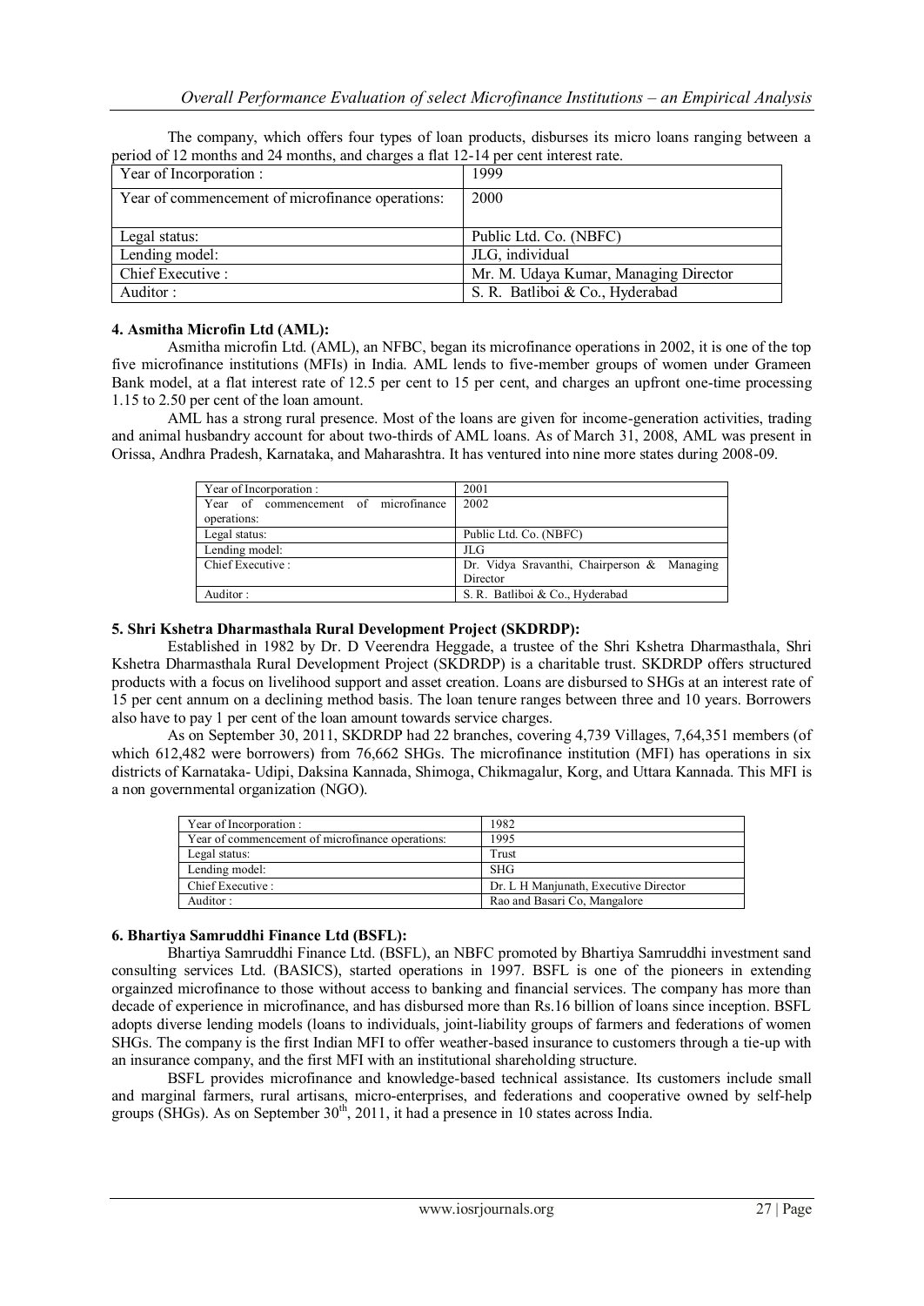The company, which offers four types of loan products, disburses its micro loans ranging between a period of 12 months and 24 months, and charges a flat 12-14 per cent interest rate.

| Year of Incorporation : | 1999 |
|---|---|
| Year of commencement of microfinance operations: | 2000 |
| Legal status: | Public Ltd. Co. (NBFC) |
| Lending model: | JLG, individual |
| Chief Executive : | Mr. M. Udaya Kumar, Managing Director |
| Auditor : | S. R. Batliboi & Co., Hyderabad |

**4. Asmitha Microfin Ltd (AML):**

Asmitha microfin Ltd. (AML), an NFBC, began its microfinance operations in 2002, it is one of the top five microfinance institutions (MFIs) in India. AML lends to five-member groups of women under Grameen Bank model, at a flat interest rate of 12.5 per cent to 15 per cent, and charges an upfront one-time processing 1.15 to 2.50 per cent of the loan amount.

AML has a strong rural presence. Most of the loans are given for income-generation activities, trading and animal husbandry account for about two-thirds of AML loans. As of March 31, 2008, AML was present in Orissa, Andhra Pradesh, Karnataka, and Maharashtra. It has ventured into nine more states during 2008-09.

| Year of Incorporation : | 2001 |
|---|---|
| Year of commencement of microfinance operations: | 2002 |
| Legal status: | Public Ltd. Co. (NBFC) |
| Lending model: | JLG |
| Chief Executive : | Dr. Vidya Sravanthi, Chairperson & Managing Director |
| Auditor : | S. R. Batliboi & Co., Hyderabad |

**5. Shri Kshetra Dharmasthala Rural Development Project (SKDRDP):**

Established in 1982 by Dr. D Veerendra Heggade, a trustee of the Shri Kshetra Dharmasthala, Shri Kshetra Dharmasthala Rural Development Project (SKDRDP) is a charitable trust. SKDRDP offers structured products with a focus on livelihood support and asset creation. Loans are disbursed to SHGs at an interest rate of 15 per cent annum on a declining method basis. The loan tenure ranges between three and 10 years. Borrowers also have to pay 1 per cent of the loan amount towards service charges.

As on September 30, 2011, SKDRDP had 22 branches, covering 4,739 Villages, 7,64,351 members (of which 612,482 were borrowers) from 76,662 SHGs. The microfinance institution (MFI) has operations in six districts of Karnataka- Udipi, Daksina Kannada, Shimoga, Chikmagalur, Korg, and Uttara Kannada. This MFI is a non governmental organization (NGO).

| Year of Incorporation : | 1982 |
|---|---|
| Year of commencement of microfinance operations: | 1995 |
| Legal status: | Trust |
| Lending model: | SHG |
| Chief Executive : | Dr. L H Manjunath, Executive Director |
| Auditor : | Rao and Basari Co, Mangalore |

**6. Bhartiya Samruddhi Finance Ltd (BSFL):**

Bhartiya Samruddhi Finance Ltd. (BSFL), an NBFC promoted by Bhartiya Samruddhi investment sand consulting services Ltd. (BASICS), started operations in 1997. BSFL is one of the pioneers in extending orgainzed microfinance to those without access to banking and financial services. The company has more than decade of experience in microfinance, and has disbursed more than Rs.16 billion of loans since inception. BSFL adopts diverse lending models (loans to individuals, joint-liability groups of farmers and federations of women SHGs. The company is the first Indian MFI to offer weather-based insurance to customers through a tie-up with an insurance company, and the first MFI with an institutional shareholding structure.

BSFL provides microfinance and knowledge-based technical assistance. Its customers include small and marginal farmers, rural artisans, micro-enterprises, and federations and cooperative owned by self-help groups (SHGs). As on September 30th, 2011, it had a presence in 10 states across India.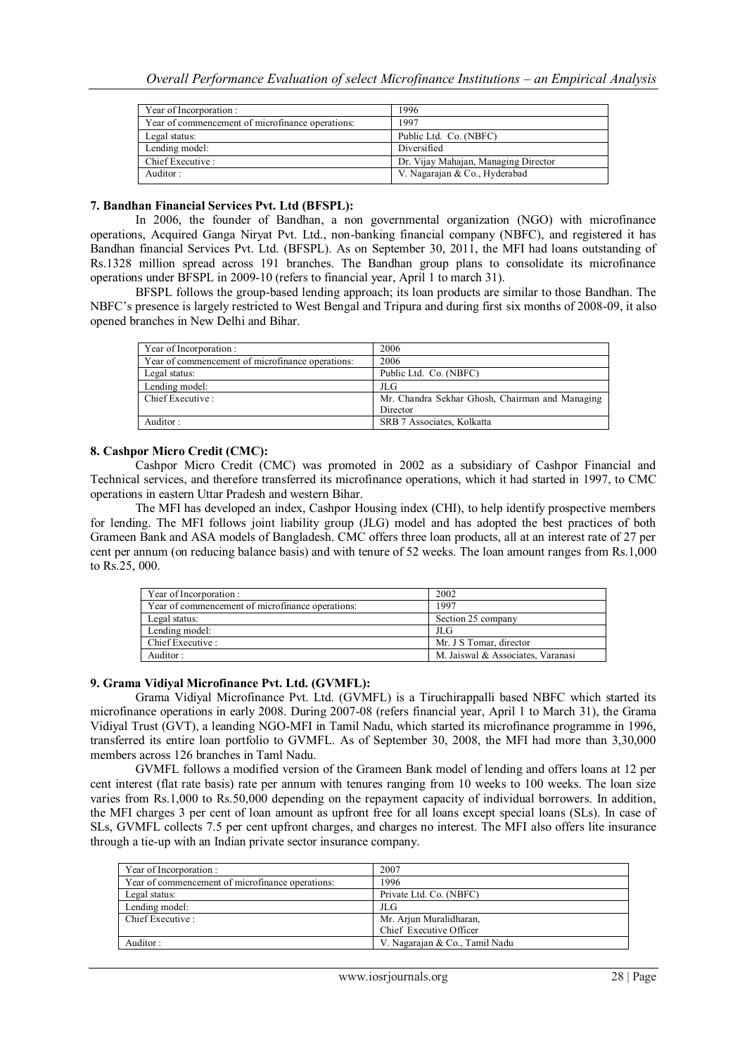| Year of Incorporation : | 1996 |
|---|---|
| Year of commencement of microfinance operations: | 1997 |
| Legal status: | Public Ltd. Co. (NBFC) |
| Lending model: | Diversified |
| Chief Executive : | Dr. Vijay Mahajan, Managing Director |
| Auditor : | V. Nagarajan & Co., Hyderabad |

**7. Bandhan Financial Services Pvt. Ltd (BFSPL):**

In 2006, the founder of Bandhan, a non governmental organization (NGO) with microfinance operations, Acquired Ganga Niryat Pvt. Ltd., non-banking financial company (NBFC), and registered it has Bandhan financial Services Pvt. Ltd. (BFSPL). As on September 30, 2011, the MFI had loans outstanding of Rs.1328 million spread across 191 branches. The Bandhan group plans to consolidate its microfinance operations under BFSPL in 2009-10 (refers to financial year, April 1 to march 31).

BFSPL follows the group-based lending approach; its loan products are similar to those Bandhan. The NBFC's presence is largely restricted to West Bengal and Tripura and during first six months of 2008-09, it also opened branches in New Delhi and Bihar.

| Year of Incorporation : | 2006 |
|---|---|
| Year of commencement of microfinance operations: | 2006 |
| Legal status: | Public Ltd. Co. (NBFC) |
| Lending model: | JLG |
| Chief Executive : | Mr. Chandra Sekhar Ghosh, Chairman and Managing Director |
| Auditor : | SRB 7 Associates, Kolkatta |

**8. Cashpor Micro Credit (CMC):**

Cashpor Micro Credit (CMC) was promoted in 2002 as a subsidiary of Cashpor Financial and Technical services, and therefore transferred its microfinance operations, which it had started in 1997, to CMC operations in eastern Uttar Pradesh and western Bihar.

The MFI has developed an index, Cashpor Housing index (CHI), to help identify prospective members for lending. The MFI follows joint liability group (JLG) model and has adopted the best practices of both Grameen Bank and ASA models of Bangladesh. CMC offers three loan products, all at an interest rate of 27 per cent per annum (on reducing balance basis) and with tenure of 52 weeks. The loan amount ranges from Rs.1,000 to Rs.25, 000.

| Year of Incorporation : | 2002 |
|---|---|
| Year of commencement of microfinance operations: | 1997 |
| Legal status: | Section 25 company |
| Lending model: | JLG |
| Chief Executive : | Mr. J S Tomar, director |
| Auditor : | M. Jaiswal & Associates, Varanasi |

**9. Grama Vidiyal Microfinance Pvt. Ltd. (GVMFL):**

Grama Vidiyal Microfinance Pvt. Ltd. (GVMFL) is a Tiruchirappalli based NBFC which started its microfinance operations in early 2008. During 2007-08 (refers financial year, April 1 to March 31), the Grama Vidiyal Trust (GVT), a leanding NGO-MFI in Tamil Nadu, which started its microfinance programme in 1996, transferred its entire loan portfolio to GVMFL. As of September 30, 2008, the MFI had more than 3,30,000 members across 126 branches in Taml Nadu.

GVMFL follows a modified version of the Grameen Bank model of lending and offers loans at 12 per cent interest (flat rate basis) rate per annum with tenures ranging from 10 weeks to 100 weeks. The loan size varies from Rs.1,000 to Rs.50,000 depending on the repayment capacity of individual borrowers. In addition, the MFI charges 3 per cent of loan amount as upfront free for all loans except special loans (SLs). In case of SLs, GVMFL collects 7.5 per cent upfront charges, and charges no interest. The MFI also offers lite insurance through a tie-up with an Indian private sector insurance company.

| Year of Incorporation : | 2007 |
|---|---|
| Year of commencement of microfinance operations: | 1996 |
| Legal status: | Private Ltd. Co. (NBFC) |
| Lending model: | JLG |
| Chief Executive : | Mr. Arjun Muralidharan, Chief Executive Officer |
| Auditor : | V. Nagarajan & Co., Tamil Nadu |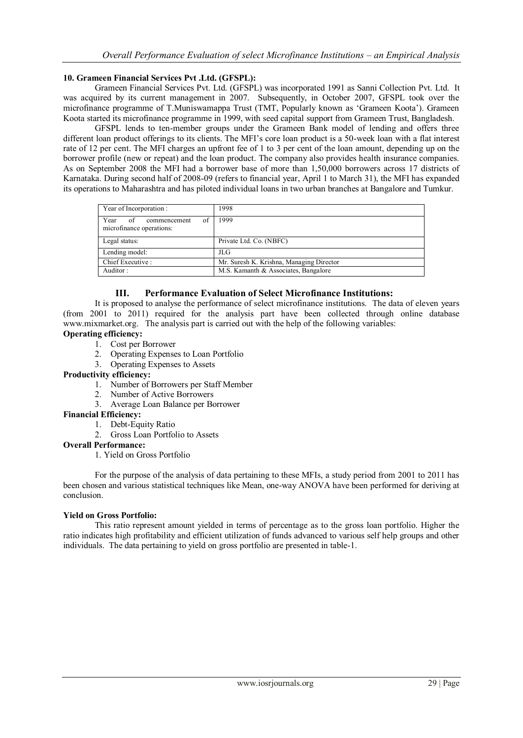**10. Grameen Financial Services Pvt .Ltd. (GFSPL):**

Grameen Financial Services Pvt. Ltd. (GFSPL) was incorporated 1991 as Sanni Collection Pvt. Ltd. It was acquired by its current management in 2007. Subsequently, in October 2007, GFSPL took over the microfinance programme of T.Muniswamappa Trust (TMT, Popularly known as 'Grameen Koota'). Grameen Koota started its microfinance programme in 1999, with seed capital support from Grameen Trust, Bangladesh.

GFSPL lends to ten-member groups under the Grameen Bank model of lending and offers three different loan product offerings to its clients. The MFI's core loan product is a 50-week loan with a flat interest rate of 12 per cent. The MFI charges an upfront fee of 1 to 3 per cent of the loan amount, depending up on the borrower profile (new or repeat) and the loan product. The company also provides health insurance companies. As on September 2008 the MFI had a borrower base of more than 1,50,000 borrowers across 17 districts of Karnataka. During second half of 2008-09 (refers to financial year, April 1 to March 31), the MFI has expanded its operations to Maharashtra and has piloted individual loans in two urban branches at Bangalore and Tumkur.

| Year of Incorporation : | 1998 |
|---|---|
| Year of commencement of microfinance operations: | 1999 |
| Legal status: | Private Ltd. Co. (NBFC) |
| Lending model: | JLG |
| Chief Executive : | Mr. Suresh K. Krishna, Managing Director |
| Auditor : | M.S. Kamanth & Associates, Bangalore |

## III. Performance Evaluation of Select Microfinance Institutions:

It is proposed to analyse the performance of select microfinance institutions. The data of eleven years (from 2001 to 2011) required for the analysis part have been collected through online database www.mixmarket.org. The analysis part is carried out with the help of the following variables:

**Operating efficiency:**

1. Cost per Borrower
2. Operating Expenses to Loan Portfolio
3. Operating Expenses to Assets

**Productivity efficiency:**

1. Number of Borrowers per Staff Member
2. Number of Active Borrowers
3. Average Loan Balance per Borrower

**Financial Efficiency:**

1. Debt-Equity Ratio
2. Gross Loan Portfolio to Assets

**Overall Performance:**

1. Yield on Gross Portfolio

For the purpose of the analysis of data pertaining to these MFIs, a study period from 2001 to 2011 has been chosen and various statistical techniques like Mean, one-way ANOVA have been performed for deriving at conclusion.

**Yield on Gross Portfolio:**

This ratio represent amount yielded in terms of percentage as to the gross loan portfolio. Higher the ratio indicates high profitability and efficient utilization of funds advanced to various self help groups and other individuals. The data pertaining to yield on gross portfolio are presented in table-1.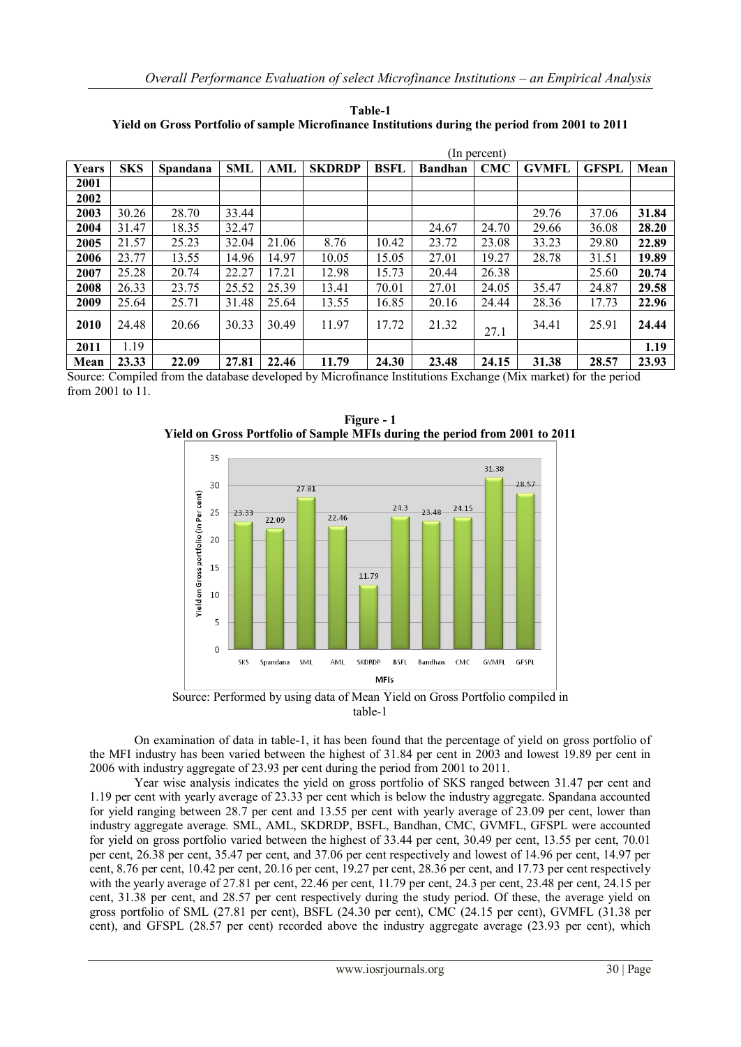**Table-1**
**Yield on Gross Portfolio of sample Microfinance Institutions during the period from 2001 to 2011**

(In percent)

| Years | SKS | Spandana | SML | AML | SKDRDP | BSFL | Bandhan | CMC | GVMFL | GFSPL | Mean |
|---|---|---|---|---|---|---|---|---|---|---|---|
| **2001** | | | | | | | | | | | |
| **2002** | | | | | | | | | | | |
| **2003** | 30.26 | 28.70 | 33.44 | | | | | | 29.76 | 37.06 | **31.84** |
| **2004** | 31.47 | 18.35 | 32.47 | | | | 24.67 | 24.70 | 29.66 | 36.08 | **28.20** |
| **2005** | 21.57 | 25.23 | 32.04 | 21.06 | 8.76 | 10.42 | 23.72 | 23.08 | 33.23 | 29.80 | **22.89** |
| **2006** | 23.77 | 13.55 | 14.96 | 14.97 | 10.05 | 15.05 | 27.01 | 19.27 | 28.78 | 31.51 | **19.89** |
| **2007** | 25.28 | 20.74 | 22.27 | 17.21 | 12.98 | 15.73 | 20.44 | 26.38 | | 25.60 | **20.74** |
| **2008** | 26.33 | 23.75 | 25.52 | 25.39 | 13.41 | 70.01 | 27.01 | 24.05 | 35.47 | 24.87 | **29.58** |
| **2009** | 25.64 | 25.71 | 31.48 | 25.64 | 13.55 | 16.85 | 20.16 | 24.44 | 28.36 | 17.73 | **22.96** |
| **2010** | 24.48 | 20.66 | 30.33 | 30.49 | 11.97 | 17.72 | 21.32 | 27.1 | 34.41 | 25.91 | **24.44** |
| **2011** | 1.19 | | | | | | | | | | **1.19** |
| **Mean** | **23.33** | **22.09** | **27.81** | **22.46** | **11.79** | **24.30** | **23.48** | **24.15** | **31.38** | **28.57** | **23.93** |

Source: Compiled from the database developed by Microfinance Institutions Exchange (Mix market) for the period from 2001 to 11.

**Figure - 1**
**Yield on Gross Portfolio of Sample MFIs during the period from 2001 to 2011**

Source: Performed by using data of Mean Yield on Gross Portfolio compiled in table-1

On examination of data in table-1, it has been found that the percentage of yield on gross portfolio of the MFI industry has been varied between the highest of 31.84 per cent in 2003 and lowest 19.89 per cent in 2006 with industry aggregate of 23.93 per cent during the period from 2001 to 2011.

Year wise analysis indicates the yield on gross portfolio of SKS ranged between 31.47 per cent and 1.19 per cent with yearly average of 23.33 per cent which is below the industry aggregate. Spandana accounted for yield ranging between 28.7 per cent and 13.55 per cent with yearly average of 23.09 per cent, lower than industry aggregate average. SML, AML, SKDRDP, BSFL, Bandhan, CMC, GVMFL, GFSPL were accounted for yield on gross portfolio varied between the highest of 33.44 per cent, 30.49 per cent, 13.55 per cent, 70.01 per cent, 26.38 per cent, 35.47 per cent, and 37.06 per cent respectively and lowest of 14.96 per cent, 14.97 per cent, 8.76 per cent, 10.42 per cent, 20.16 per cent, 19.27 per cent, 28.36 per cent, and 17.73 per cent respectively with the yearly average of 27.81 per cent, 22.46 per cent, 11.79 per cent, 24.3 per cent, 23.48 per cent, 24.15 per cent, 31.38 per cent, and 28.57 per cent respectively during the study period. Of these, the average yield on gross portfolio of SML (27.81 per cent), BSFL (24.30 per cent), CMC (24.15 per cent), GVMFL (31.38 per cent), and GFSPL (28.57 per cent) recorded above the industry aggregate average (23.93 per cent), which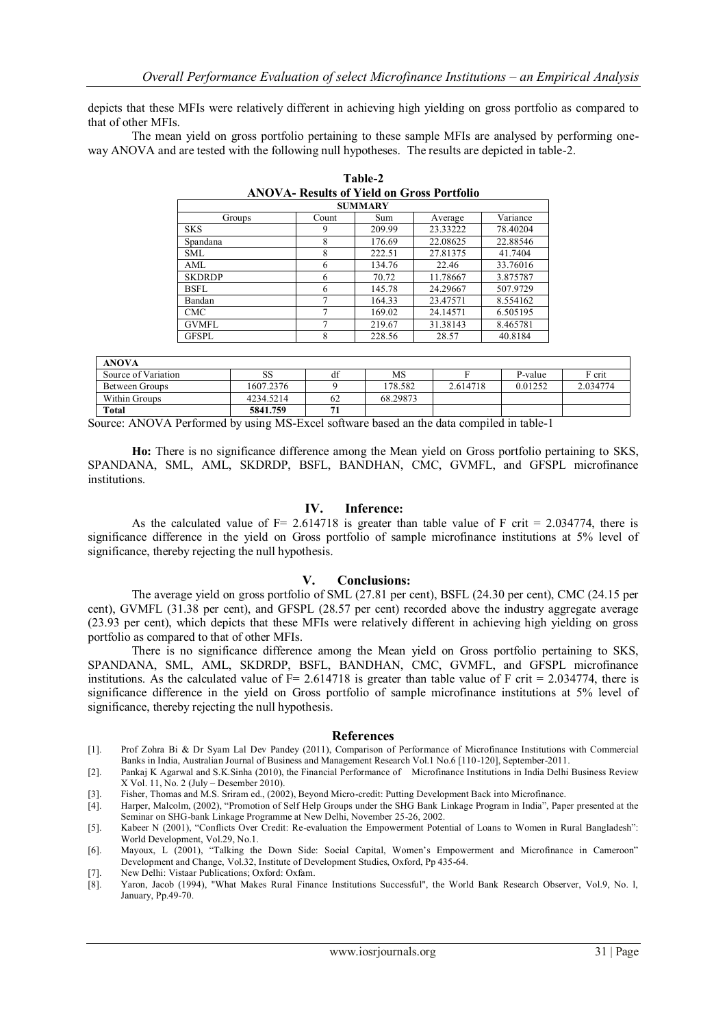depicts that these MFIs were relatively different in achieving high yielding on gross portfolio as compared to that of other MFIs.

The mean yield on gross portfolio pertaining to these sample MFIs are analysed by performing one-way ANOVA and are tested with the following null hypotheses. The results are depicted in table-2.

**Table-2**
**ANOVA- Results of Yield on Gross Portfolio**

| SUMMARY | | | | |
|---|---|---|---|---|
| Groups | Count | Sum | Average | Variance |
| SKS | 9 | 209.99 | 23.33222 | 78.40204 |
| Spandana | 8 | 176.69 | 22.08625 | 22.88546 |
| SML | 8 | 222.51 | 27.81375 | 41.7404 |
| AML | 6 | 134.76 | 22.46 | 33.76016 |
| SKDRDP | 6 | 70.72 | 11.78667 | 3.875787 |
| BSFL | 6 | 145.78 | 24.29667 | 507.9729 |
| Bandan | 7 | 164.33 | 23.47571 | 8.554162 |
| CMC | 7 | 169.02 | 24.14571 | 6.505195 |
| GVMFL | 7 | 219.67 | 31.38143 | 8.465781 |
| GFSPL | 8 | 228.56 | 28.57 | 40.8184 |

| ANOVA | | | | | | |
|---|---|---|---|---|---|---|
| Source of Variation | SS | df | MS | F | P-value | F crit |
| Between Groups | 1607.2376 | 9 | 178.582 | 2.614718 | 0.01252 | 2.034774 |
| Within Groups | 4234.5214 | 62 | 68.29873 | | | |
| **Total** | **5841.759** | **71** | | | | |

Source: ANOVA Performed by using MS-Excel software based an the data compiled in table-1

**Ho:** There is no significance difference among the Mean yield on Gross portfolio pertaining to SKS, SPANDANA, SML, AML, SKDRDP, BSFL, BANDHAN, CMC, GVMFL, and GFSPL microfinance institutions.

## IV. Inference:

As the calculated value of F= 2.614718 is greater than table value of F crit = 2.034774, there is significance difference in the yield on Gross portfolio of sample microfinance institutions at 5% level of significance, thereby rejecting the null hypothesis.

## V. Conclusions:

The average yield on gross portfolio of SML (27.81 per cent), BSFL (24.30 per cent), CMC (24.15 per cent), GVMFL (31.38 per cent), and GFSPL (28.57 per cent) recorded above the industry aggregate average (23.93 per cent), which depicts that these MFIs were relatively different in achieving high yielding on gross portfolio as compared to that of other MFIs.

There is no significance difference among the Mean yield on Gross portfolio pertaining to SKS, SPANDANA, SML, AML, SKDRDP, BSFL, BANDHAN, CMC, GVMFL, and GFSPL microfinance institutions. As the calculated value of F= 2.614718 is greater than table value of F crit = 2.034774, there is significance difference in the yield on Gross portfolio of sample microfinance institutions at 5% level of significance, thereby rejecting the null hypothesis.

## References

[1]. Prof Zohra Bi & Dr Syam Lal Dev Pandey (2011), Comparison of Performance of Microfinance Institutions with Commercial Banks in India, Australian Journal of Business and Management Research Vol.1 No.6 [110-120], September-2011.

[2]. Pankaj K Agarwal and S.K.Sinha (2010), the Financial Performance of Microfinance Institutions in India Delhi Business Review X Vol. 11, No. 2 (July – Desember 2010).

[3]. Fisher, Thomas and M.S. Sriram ed., (2002), Beyond Micro-credit: Putting Development Back into Microfinance.

[4]. Harper, Malcolm, (2002), "Promotion of Self Help Groups under the SHG Bank Linkage Program in India", Paper presented at the Seminar on SHG-bank Linkage Programme at New Delhi, November 25-26, 2002.

[5]. Kabeer N (2001), "Conflicts Over Credit: Re-evaluation the Empowerment Potential of Loans to Women in Rural Bangladesh": World Development, Vol.29, No.1.

[6]. Mayoux, L (2001), "Talking the Down Side: Social Capital, Women's Empowerment and Microfinance in Cameroon" Development and Change, Vol.32, Institute of Development Studies, Oxford, Pp 435-64.

[7]. New Delhi: Vistaar Publications; Oxford: Oxfam.

[8]. Yaron, Jacob (1994), "What Makes Rural Finance Institutions Successful", the World Bank Research Observer, Vol.9, No. l, January, Pp.49-70.